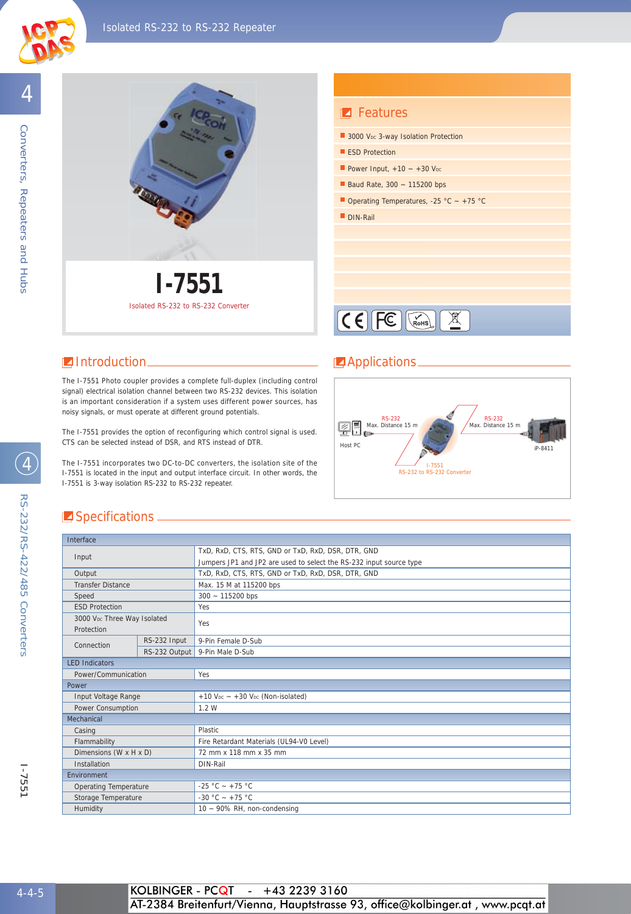# I-7551

Isolated RS-232 to RS-232 Converter

## Features

- 3000 $V_{DC}$ 3-way Isolation Protection
- ESD Protection
- Power Input, +10 ~ +30 $V_{DC}$
- Baud Rate, 300 ~ 115200 bps
- Operating Temperatures, -25 °C ~ +75 °C
- DIN-Rail

## Introduction

The I-7551 Photo coupler provides a complete full-duplex (including control signal) electrical isolation channel between two RS-232 devices. This isolation is an important consideration if a system uses different power sources, has noisy signals, or must operate at different ground potentials.

The I-7551 provides the option of reconfiguring which control signal is used. CTS can be selected instead of DSR, and RTS instead of DTR.

The I-7551 incorporates two DC-to-DC converters, the isolation site of the I-7551 is located in the input and output interface circuit. In other words, the I-7551 is 3-way isolation RS-232 to RS-232 repeater.

## Applications

Host PC — RS-232 Max. Distance 15 m — I-7551 RS-232 to RS-232 Converter — RS-232 Max. Distance 15 m — iP-8411

## Specifications

| Interface | | |
|---|---|---|
| Input | | TxD, RxD, CTS, RTS, GND or TxD, RxD, DSR, DTR, GND<br>Jumpers JP1 and JP2 are used to select the RS-232 input source type |
| Output | | TxD, RxD, CTS, RTS, GND or TxD, RxD, DSR, DTR, GND |
| Transfer Distance | | Max. 15 M at 115200 bps |
| Speed | | 300 ~ 115200 bps |
| ESD Protection | | Yes |
| 3000 $V_{DC}$ Three Way Isolated Protection | | Yes |
| Connection | RS-232 Input | 9-Pin Female D-Sub |
| | RS-232 Output | 9-Pin Male D-Sub |
| **LED Indicators** | | |
| Power/Communication | | Yes |
| **Power** | | |
| Input Voltage Range | | +10 $V_{DC}$ ~ +30 $V_{DC}$ (Non-isolated) |
| Power Consumption | | 1.2 W |
| **Mechanical** | | |
| Casing | | Plastic |
| Flammability | | Fire Retardant Materials (UL94-V0 Level) |
| Dimensions (W x H x D) | | 72 mm x 118 mm x 35 mm |
| Installation | | DIN-Rail |
| **Environment** | | |
| Operating Temperature | | -25 °C ~ +75 °C |
| Storage Temperature | | -30 °C ~ +75 °C |
| Humidity | | 10 ~ 90% RH, non-condensing |

KOLBINGER - PCQT - +43 2239 3160
AT-2384 Breitenfurt/Vienna, Hauptstrasse 93, office@kolbinger.at , www.pcqt.at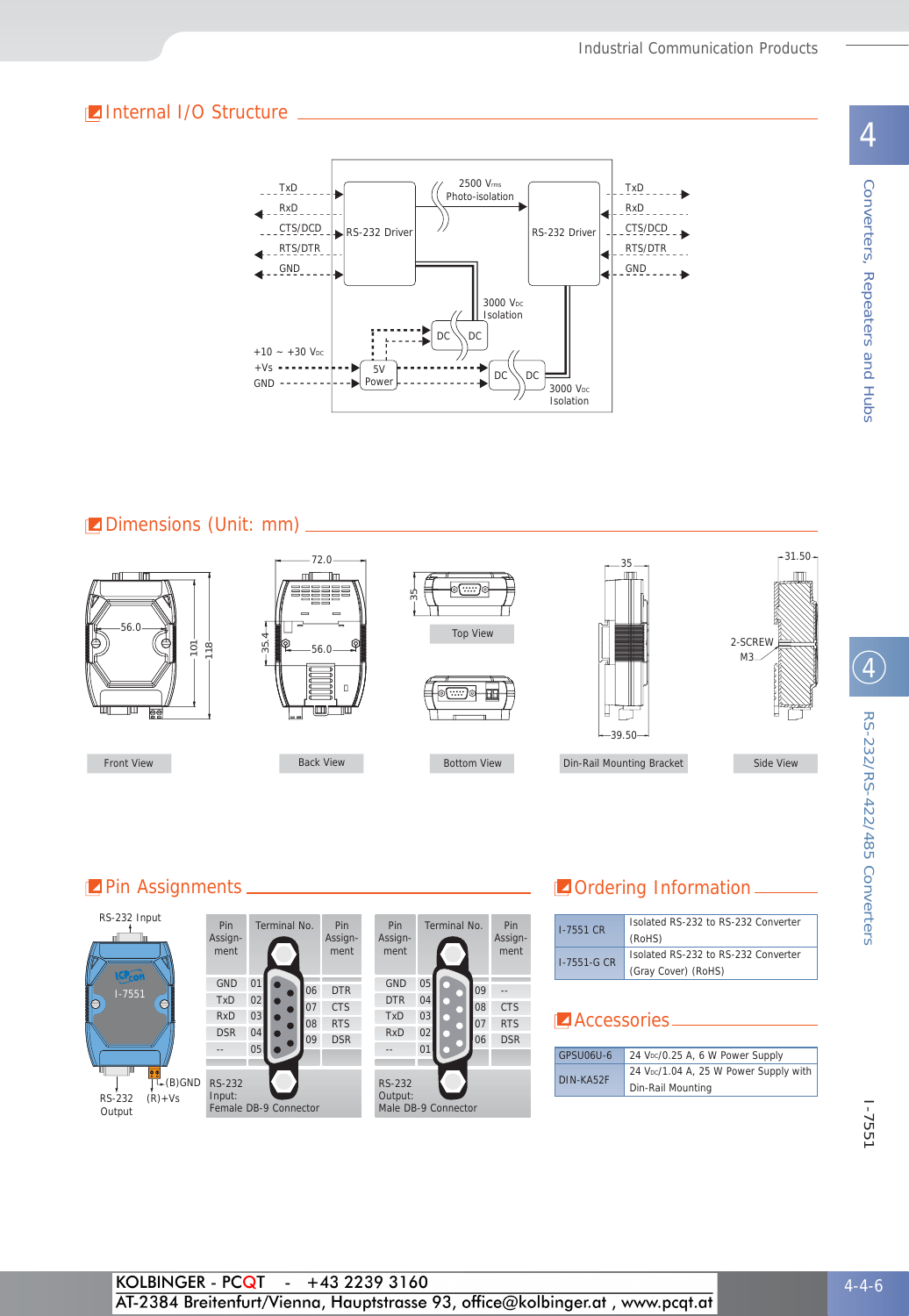## Internal I/O Structure

TxD
RxD
CTS/DCD
RTS/DTR
GND
RS-232 Driver
2500 $V_{rms}$
Photo-isolation
RS-232 Driver
TxD
RxD
CTS/DCD
RTS/DTR
GND
3000 $V_{DC}$
Isolation
DC DC
+10 ~ +30 $V_{DC}$
+Vs
GND
5V
Power
DC DC
3000 $V_{DC}$
Isolation

## Dimensions (Unit: mm)

56.0
101
118
Front View

72.0
35.4
56.0
Back View

35
Top View

Bottom View

35
39.50
Din-Rail Mounting Bracket

31.50
2-SCREW
M3
Side View

## Pin Assignments

RS-232 Input
I-7551
RS-232 Output
(B)GND
(R)+Vs

| Pin Assignment | Terminal No. | | Pin Assignment |
|---|---|---|---|
| GND | 01 | 06 | DTR |
| TxD | 02 | 07 | CTS |
| RxD | 03 | 08 | RTS |
| DSR | 04 | 09 | DSR |
| -- | 05 | | |

RS-232 Input: Female DB-9 Connector

| Pin Assignment | Terminal No. | | Pin Assignment |
|---|---|---|---|
| GND | 05 | 09 | -- |
| DTR | 04 | 08 | CTS |
| TxD | 03 | 07 | RTS |
| RxD | 02 | 06 | DSR |
| -- | 01 | | |

RS-232 Output: Male DB-9 Connector

## Ordering Information

| | |
|---|---|
| I-7551 CR | Isolated RS-232 to RS-232 Converter (RoHS) |
| I-7551-G CR | Isolated RS-232 to RS-232 Converter (Gray Cover) (RoHS) |

## Accessories

| | |
|---|---|
| GPSU06U-6 | 24 $V_{DC}$/0.25 A, 6 W Power Supply |
| DIN-KA52F | 24 $V_{DC}$/1.04 A, 25 W Power Supply with Din-Rail Mounting |

KOLBINGER - PCQT - +43 2239 3160
AT-2384 Breitenfurt/Vienna, Hauptstrasse 93, office@kolbinger.at , www.pcqt.at